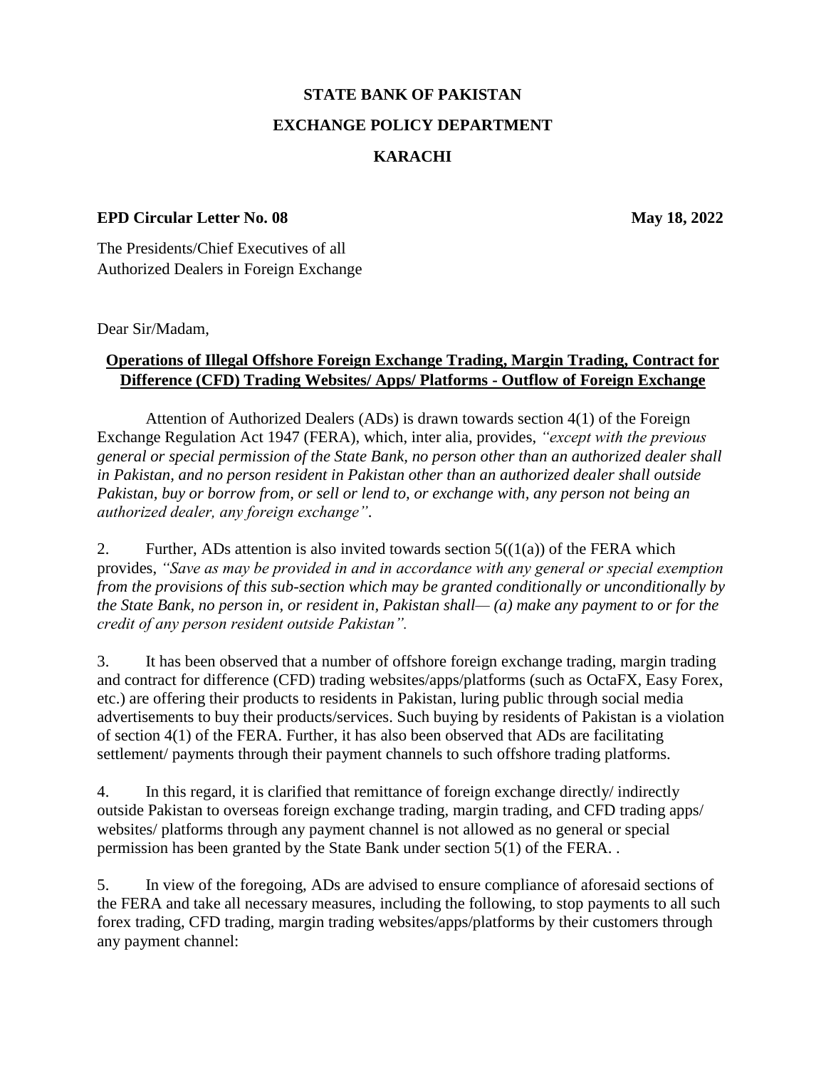# STATE BANK OF PAKISTAN

## EXCHANGE POLICY DEPARTMENT

## KARACHI

**EPD Circular Letter No. 08** **May 18, 2022**

The Presidents/Chief Executives of all
Authorized Dealers in Foreign Exchange

Dear Sir/Madam,

**Operations of Illegal Offshore Foreign Exchange Trading, Margin Trading, Contract for Difference (CFD) Trading Websites/ Apps/ Platforms - Outflow of Foreign Exchange**

Attention of Authorized Dealers (ADs) is drawn towards section 4(1) of the Foreign Exchange Regulation Act 1947 (FERA), which, inter alia, provides, *"except with the previous general or special permission of the State Bank, no person other than an authorized dealer shall in Pakistan, and no person resident in Pakistan other than an authorized dealer shall outside Pakistan, buy or borrow from, or sell or lend to, or exchange with, any person not being an authorized dealer, any foreign exchange"*.

2. Further, ADs attention is also invited towards section 5((1(a)) of the FERA which provides, *"Save as may be provided in and in accordance with any general or special exemption from the provisions of this sub-section which may be granted conditionally or unconditionally by the State Bank, no person in, or resident in, Pakistan shall— (a) make any payment to or for the credit of any person resident outside Pakistan"*.

3. It has been observed that a number of offshore foreign exchange trading, margin trading and contract for difference (CFD) trading websites/apps/platforms (such as OctaFX, Easy Forex, etc.) are offering their products to residents in Pakistan, luring public through social media advertisements to buy their products/services. Such buying by residents of Pakistan is a violation of section 4(1) of the FERA. Further, it has also been observed that ADs are facilitating settlement/ payments through their payment channels to such offshore trading platforms.

4. In this regard, it is clarified that remittance of foreign exchange directly/ indirectly outside Pakistan to overseas foreign exchange trading, margin trading, and CFD trading apps/ websites/ platforms through any payment channel is not allowed as no general or special permission has been granted by the State Bank under section 5(1) of the FERA. .

5. In view of the foregoing, ADs are advised to ensure compliance of aforesaid sections of the FERA and take all necessary measures, including the following, to stop payments to all such forex trading, CFD trading, margin trading websites/apps/platforms by their customers through any payment channel: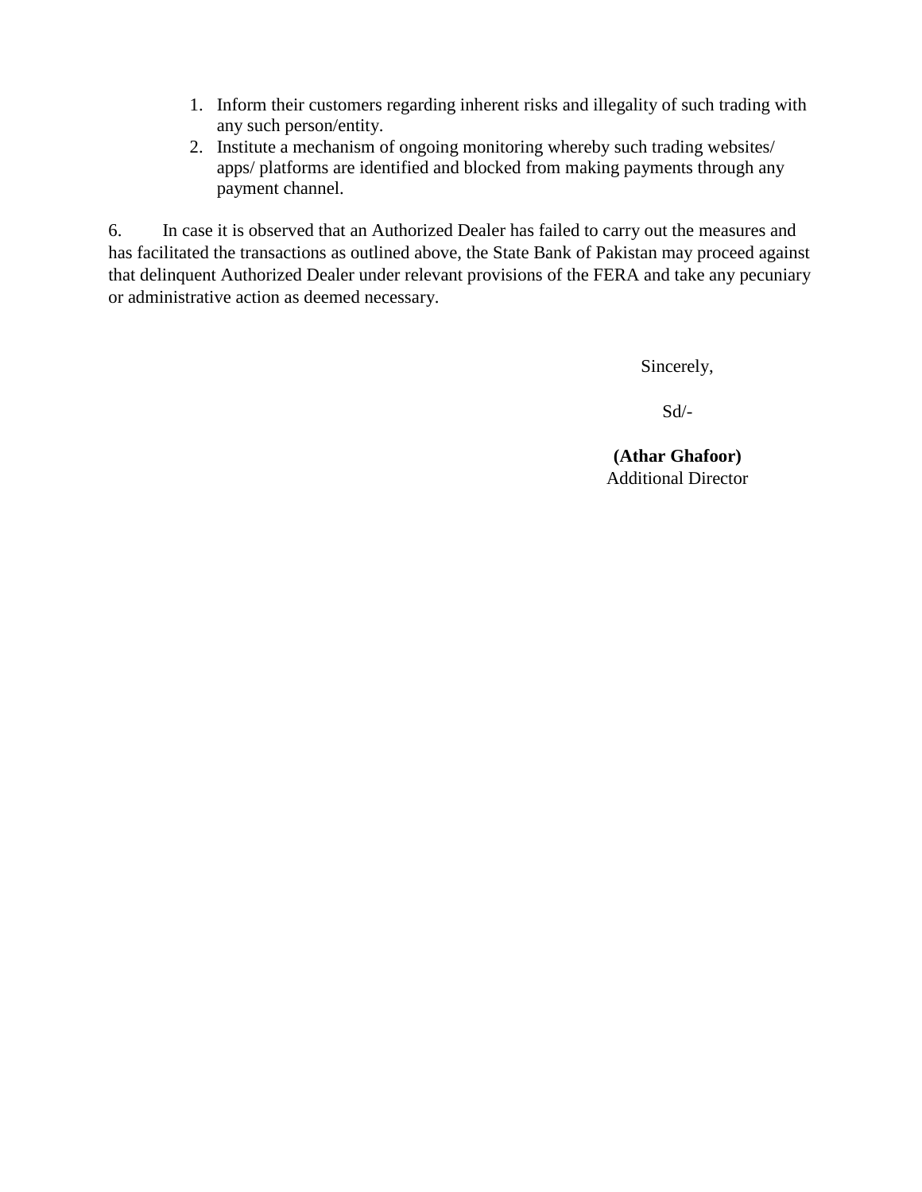1. Inform their customers regarding inherent risks and illegality of such trading with any such person/entity.
2. Institute a mechanism of ongoing monitoring whereby such trading websites/ apps/ platforms are identified and blocked from making payments through any payment channel.

6. In case it is observed that an Authorized Dealer has failed to carry out the measures and has facilitated the transactions as outlined above, the State Bank of Pakistan may proceed against that delinquent Authorized Dealer under relevant provisions of the FERA and take any pecuniary or administrative action as deemed necessary.

Sincerely,

Sd/-

**(Athar Ghafoor)**
Additional Director